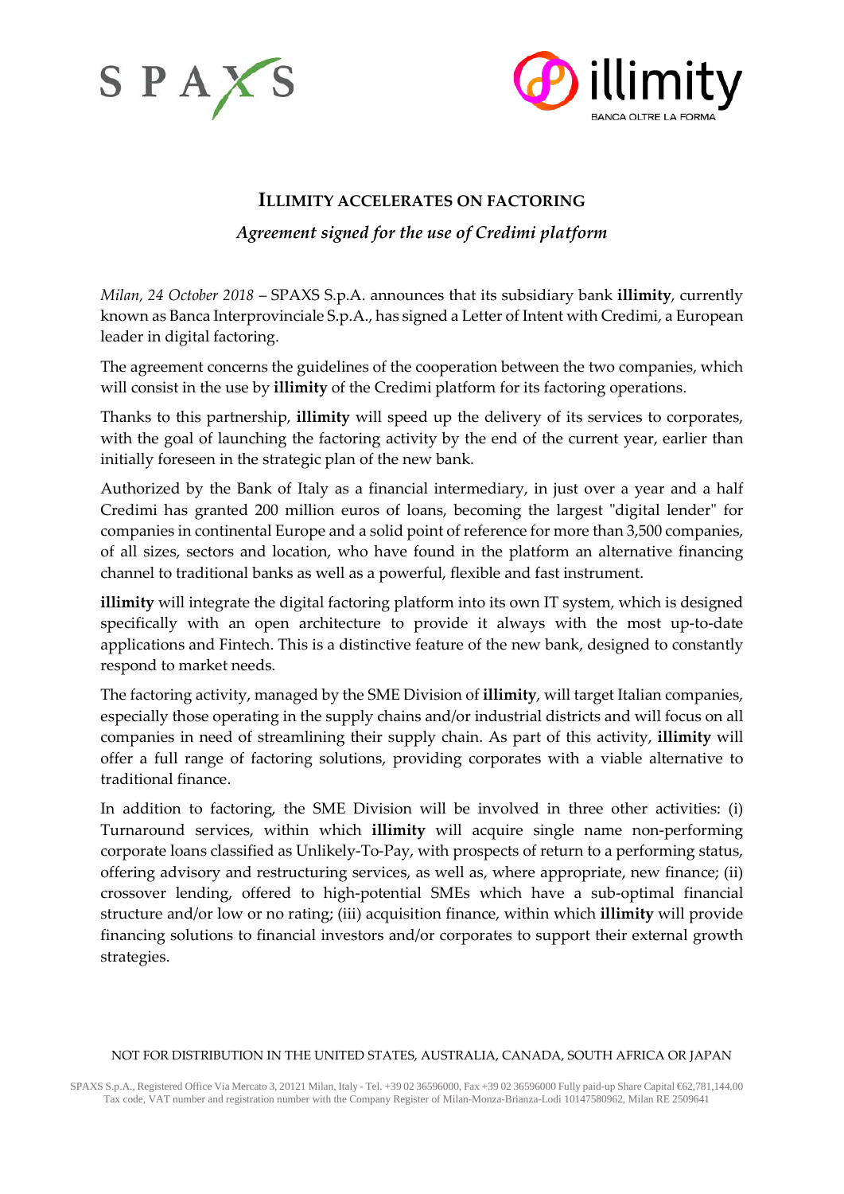# ILLIMITY ACCELERATES ON FACTORING

*Agreement signed for the use of Credimi platform*

*Milan, 24 October 2018* – SPAXS S.p.A. announces that its subsidiary bank **illimity**, currently known as Banca Interprovinciale S.p.A., has signed a Letter of Intent with Credimi, a European leader in digital factoring.

The agreement concerns the guidelines of the cooperation between the two companies, which will consist in the use by **illimity** of the Credimi platform for its factoring operations.

Thanks to this partnership, **illimity** will speed up the delivery of its services to corporates, with the goal of launching the factoring activity by the end of the current year, earlier than initially foreseen in the strategic plan of the new bank.

Authorized by the Bank of Italy as a financial intermediary, in just over a year and a half Credimi has granted 200 million euros of loans, becoming the largest "digital lender" for companies in continental Europe and a solid point of reference for more than 3,500 companies, of all sizes, sectors and location, who have found in the platform an alternative financing channel to traditional banks as well as a powerful, flexible and fast instrument.

**illimity** will integrate the digital factoring platform into its own IT system, which is designed specifically with an open architecture to provide it always with the most up-to-date applications and Fintech. This is a distinctive feature of the new bank, designed to constantly respond to market needs.

The factoring activity, managed by the SME Division of **illimity**, will target Italian companies, especially those operating in the supply chains and/or industrial districts and will focus on all companies in need of streamlining their supply chain. As part of this activity, **illimity** will offer a full range of factoring solutions, providing corporates with a viable alternative to traditional finance.

In addition to factoring, the SME Division will be involved in three other activities: (i) Turnaround services, within which **illimity** will acquire single name non-performing corporate loans classified as Unlikely-To-Pay, with prospects of return to a performing status, offering advisory and restructuring services, as well as, where appropriate, new finance; (ii) crossover lending, offered to high-potential SMEs which have a sub-optimal financial structure and/or low or no rating; (iii) acquisition finance, within which **illimity** will provide financing solutions to financial investors and/or corporates to support their external growth strategies.

NOT FOR DISTRIBUTION IN THE UNITED STATES, AUSTRALIA, CANADA, SOUTH AFRICA OR JAPAN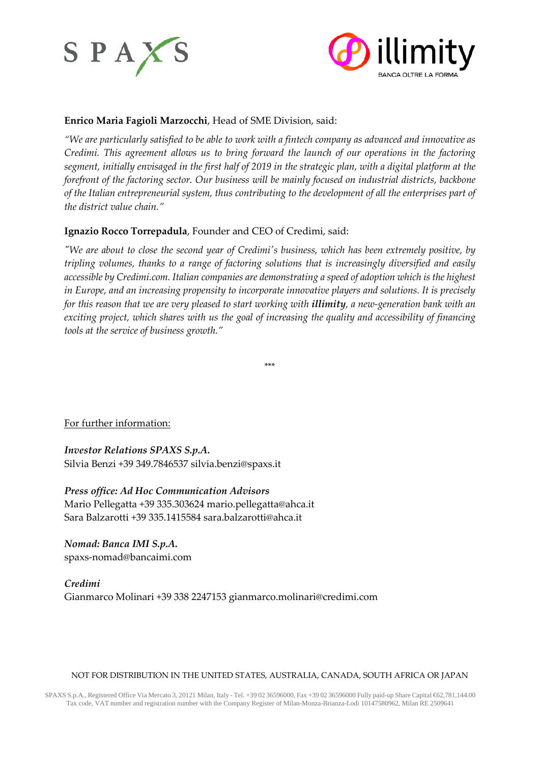**Enrico Maria Fagioli Marzocchi**, Head of SME Division, said:

*"We are particularly satisfied to be able to work with a fintech company as advanced and innovative as Credimi. This agreement allows us to bring forward the launch of our operations in the factoring segment, initially envisaged in the first half of 2019 in the strategic plan, with a digital platform at the forefront of the factoring sector. Our business will be mainly focused on industrial districts, backbone of the Italian entrepreneurial system, thus contributing to the development of all the enterprises part of the district value chain."*

**Ignazio Rocco Torrepadula**, Founder and CEO of Credimi, said:

*"We are about to close the second year of Credimi's business, which has been extremely positive, by tripling volumes, thanks to a range of factoring solutions that is increasingly diversified and easily accessible by Credimi.com. Italian companies are demonstrating a speed of adoption which is the highest in Europe, and an increasing propensity to incorporate innovative players and solutions. It is precisely for this reason that we are very pleased to start working with* ***illimity****, a new-generation bank with an exciting project, which shares with us the goal of increasing the quality and accessibility of financing tools at the service of business growth."*

\*\*\*

For further information:

***Investor Relations SPAXS S.p.A.***
Silvia Benzi +39 349.7846537 silvia.benzi@spaxs.it

***Press office: Ad Hoc Communication Advisors***
Mario Pellegatta +39 335.303624 mario.pellegatta@ahca.it
Sara Balzarotti +39 335.1415584 sara.balzarotti@ahca.it

***Nomad: Banca IMI S.p.A.***
spaxs-nomad@bancaimi.com

***Credimi***
Gianmarco Molinari +39 338 2247153 gianmarco.molinari@credimi.com

NOT FOR DISTRIBUTION IN THE UNITED STATES, AUSTRALIA, CANADA, SOUTH AFRICA OR JAPAN

SPAXS S.p.A., Registered Office Via Mercato 3, 20121 Milan, Italy - Tel. +39 02 36596000, Fax +39 02 36596000 Fully paid-up Share Capital €62,781,144.00
Tax code, VAT number and registration number with the Company Register of Milan-Monza-Brianza-Lodi 10147580962, Milan RE 2509641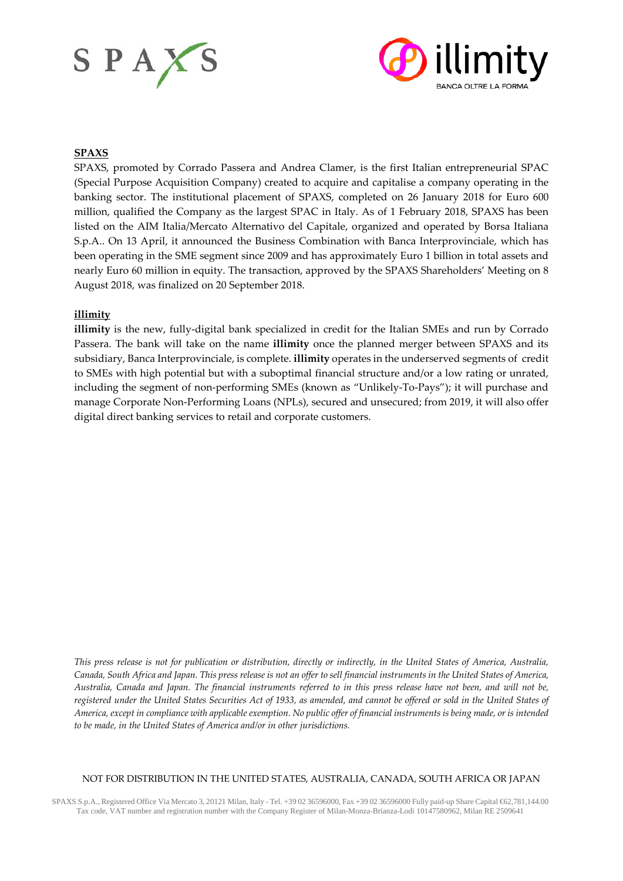## SPAXS

SPAXS, promoted by Corrado Passera and Andrea Clamer, is the first Italian entrepreneurial SPAC (Special Purpose Acquisition Company) created to acquire and capitalise a company operating in the banking sector. The institutional placement of SPAXS, completed on 26 January 2018 for Euro 600 million, qualified the Company as the largest SPAC in Italy. As of 1 February 2018, SPAXS has been listed on the AIM Italia/Mercato Alternativo del Capitale, organized and operated by Borsa Italiana S.p.A.. On 13 April, it announced the Business Combination with Banca Interprovinciale, which has been operating in the SME segment since 2009 and has approximately Euro 1 billion in total assets and nearly Euro 60 million in equity. The transaction, approved by the SPAXS Shareholders' Meeting on 8 August 2018, was finalized on 20 September 2018.

## illimity

**illimity** is the new, fully-digital bank specialized in credit for the Italian SMEs and run by Corrado Passera. The bank will take on the name **illimity** once the planned merger between SPAXS and its subsidiary, Banca Interprovinciale, is complete. **illimity** operates in the underserved segments of credit to SMEs with high potential but with a suboptimal financial structure and/or a low rating or unrated, including the segment of non-performing SMEs (known as "Unlikely-To-Pays"); it will purchase and manage Corporate Non-Performing Loans (NPLs), secured and unsecured; from 2019, it will also offer digital direct banking services to retail and corporate customers.

*This press release is not for publication or distribution, directly or indirectly, in the United States of America, Australia, Canada, South Africa and Japan. This press release is not an offer to sell financial instruments in the United States of America, Australia, Canada and Japan. The financial instruments referred to in this press release have not been, and will not be, registered under the United States Securities Act of 1933, as amended, and cannot be offered or sold in the United States of America, except in compliance with applicable exemption. No public offer of financial instruments is being made, or is intended to be made, in the United States of America and/or in other jurisdictions.*